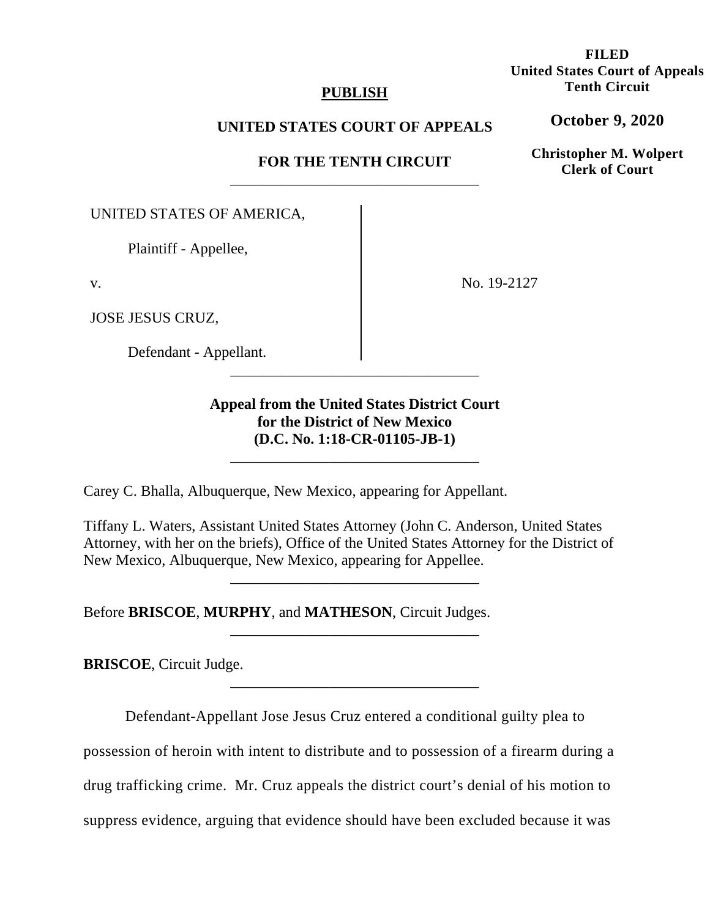**FILED**
**United States Court of Appeals**
**Tenth Circuit**

**October 9, 2020**

**Christopher M. Wolpert**
**Clerk of Court**

**PUBLISH**

**UNITED STATES COURT OF APPEALS**

**FOR THE TENTH CIRCUIT**

---

UNITED STATES OF AMERICA,

Plaintiff - Appellee,

v.

JOSE JESUS CRUZ,

Defendant - Appellant.

No. 19-2127

---

**Appeal from the United States District Court for the District of New Mexico (D.C. No. 1:18-CR-01105-JB-1)**

---

Carey C. Bhalla, Albuquerque, New Mexico, appearing for Appellant.

Tiffany L. Waters, Assistant United States Attorney (John C. Anderson, United States Attorney, with her on the briefs), Office of the United States Attorney for the District of New Mexico, Albuquerque, New Mexico, appearing for Appellee.

---

Before **BRISCOE**, **MURPHY**, and **MATHESON**, Circuit Judges.

---

**BRISCOE**, Circuit Judge.

---

Defendant-Appellant Jose Jesus Cruz entered a conditional guilty plea to possession of heroin with intent to distribute and to possession of a firearm during a drug trafficking crime. Mr. Cruz appeals the district court's denial of his motion to suppress evidence, arguing that evidence should have been excluded because it was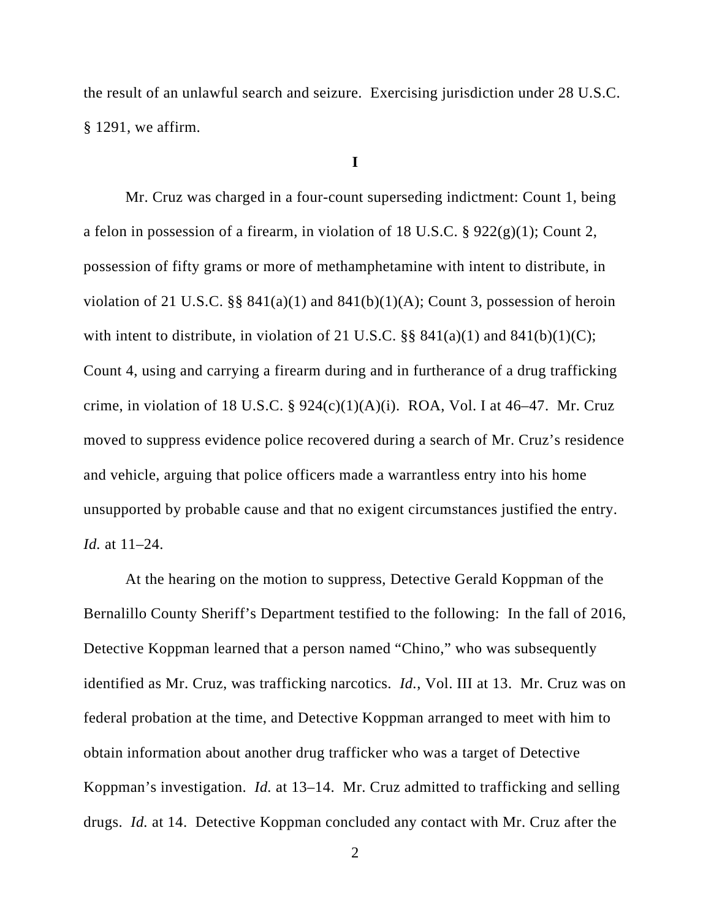the result of an unlawful search and seizure. Exercising jurisdiction under 28 U.S.C. § 1291, we affirm.

**I**

Mr. Cruz was charged in a four-count superseding indictment: Count 1, being a felon in possession of a firearm, in violation of 18 U.S.C. § 922(g)(1); Count 2, possession of fifty grams or more of methamphetamine with intent to distribute, in violation of 21 U.S.C. §§ 841(a)(1) and 841(b)(1)(A); Count 3, possession of heroin with intent to distribute, in violation of 21 U.S.C. §§ 841(a)(1) and 841(b)(1)(C); Count 4, using and carrying a firearm during and in furtherance of a drug trafficking crime, in violation of 18 U.S.C. § 924(c)(1)(A)(i). ROA, Vol. I at 46–47. Mr. Cruz moved to suppress evidence police recovered during a search of Mr. Cruz's residence and vehicle, arguing that police officers made a warrantless entry into his home unsupported by probable cause and that no exigent circumstances justified the entry. *Id.* at 11–24.

At the hearing on the motion to suppress, Detective Gerald Koppman of the Bernalillo County Sheriff's Department testified to the following: In the fall of 2016, Detective Koppman learned that a person named "Chino," who was subsequently identified as Mr. Cruz, was trafficking narcotics. *Id.*, Vol. III at 13. Mr. Cruz was on federal probation at the time, and Detective Koppman arranged to meet with him to obtain information about another drug trafficker who was a target of Detective Koppman's investigation. *Id.* at 13–14. Mr. Cruz admitted to trafficking and selling drugs. *Id.* at 14. Detective Koppman concluded any contact with Mr. Cruz after the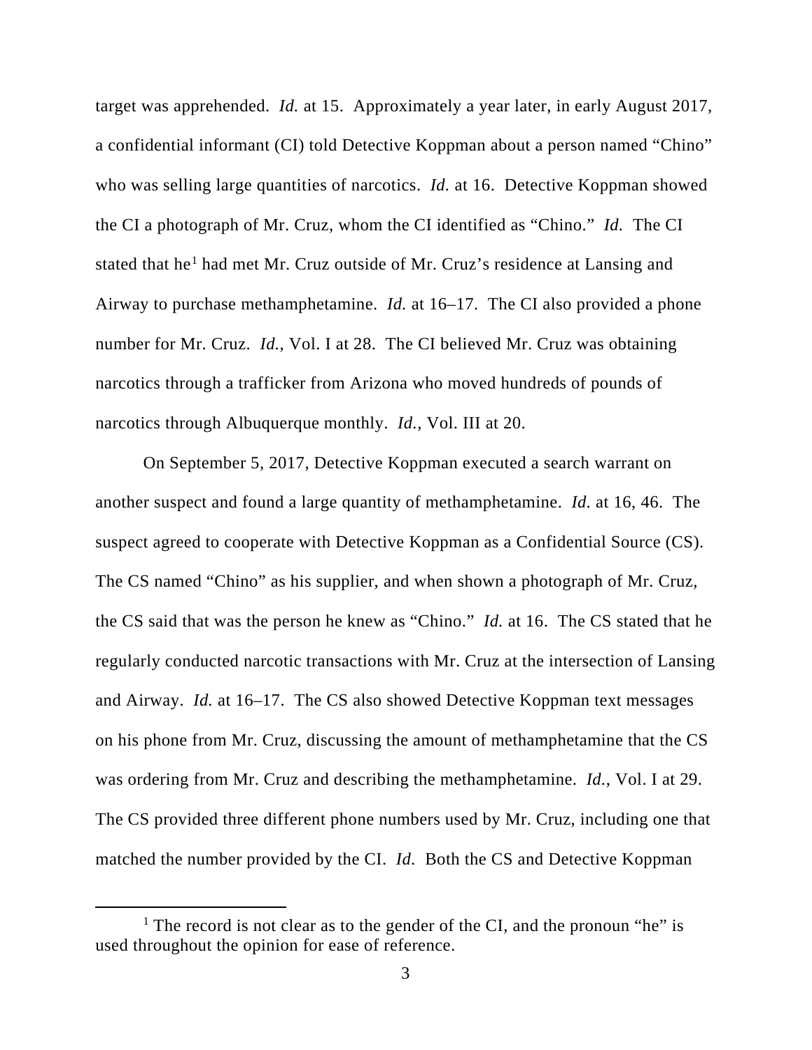target was apprehended. *Id.* at 15. Approximately a year later, in early August 2017, a confidential informant (CI) told Detective Koppman about a person named "Chino" who was selling large quantities of narcotics. *Id.* at 16. Detective Koppman showed the CI a photograph of Mr. Cruz, whom the CI identified as "Chino." *Id.* The CI stated that he[1] had met Mr. Cruz outside of Mr. Cruz's residence at Lansing and Airway to purchase methamphetamine. *Id.* at 16–17. The CI also provided a phone number for Mr. Cruz. *Id.*, Vol. I at 28. The CI believed Mr. Cruz was obtaining narcotics through a trafficker from Arizona who moved hundreds of pounds of narcotics through Albuquerque monthly. *Id.*, Vol. III at 20.

On September 5, 2017, Detective Koppman executed a search warrant on another suspect and found a large quantity of methamphetamine. *Id.* at 16, 46. The suspect agreed to cooperate with Detective Koppman as a Confidential Source (CS). The CS named "Chino" as his supplier, and when shown a photograph of Mr. Cruz, the CS said that was the person he knew as "Chino." *Id.* at 16. The CS stated that he regularly conducted narcotic transactions with Mr. Cruz at the intersection of Lansing and Airway. *Id.* at 16–17. The CS also showed Detective Koppman text messages on his phone from Mr. Cruz, discussing the amount of methamphetamine that the CS was ordering from Mr. Cruz and describing the methamphetamine. *Id.*, Vol. I at 29. The CS provided three different phone numbers used by Mr. Cruz, including one that matched the number provided by the CI. *Id.* Both the CS and Detective Koppman

[1] The record is not clear as to the gender of the CI, and the pronoun "he" is used throughout the opinion for ease of reference.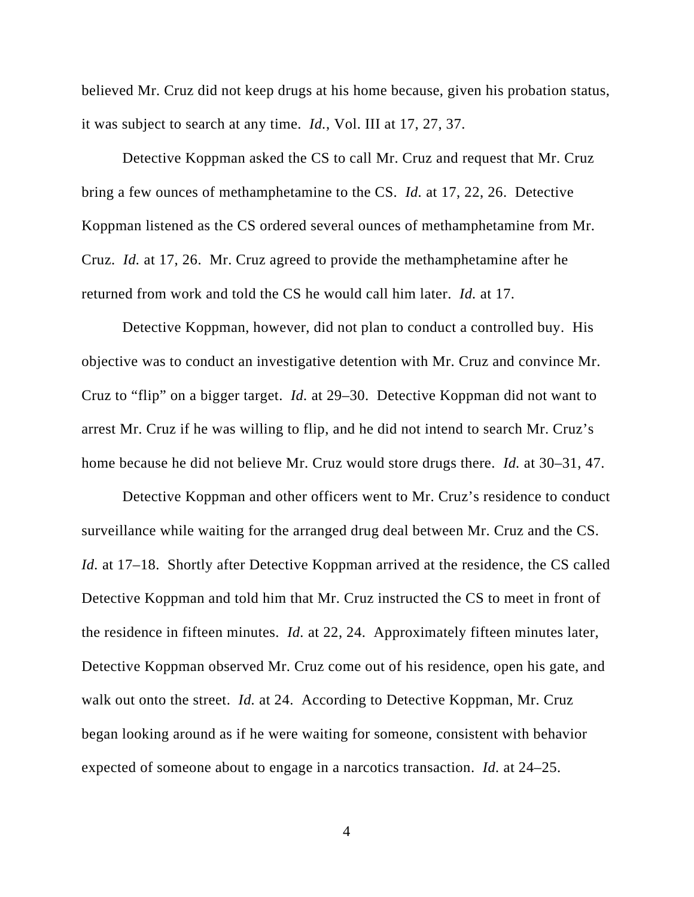believed Mr. Cruz did not keep drugs at his home because, given his probation status, it was subject to search at any time. *Id.*, Vol. III at 17, 27, 37.

Detective Koppman asked the CS to call Mr. Cruz and request that Mr. Cruz bring a few ounces of methamphetamine to the CS. *Id.* at 17, 22, 26. Detective Koppman listened as the CS ordered several ounces of methamphetamine from Mr. Cruz. *Id.* at 17, 26. Mr. Cruz agreed to provide the methamphetamine after he returned from work and told the CS he would call him later. *Id.* at 17.

Detective Koppman, however, did not plan to conduct a controlled buy. His objective was to conduct an investigative detention with Mr. Cruz and convince Mr. Cruz to "flip" on a bigger target. *Id.* at 29–30. Detective Koppman did not want to arrest Mr. Cruz if he was willing to flip, and he did not intend to search Mr. Cruz's home because he did not believe Mr. Cruz would store drugs there. *Id.* at 30–31, 47.

Detective Koppman and other officers went to Mr. Cruz's residence to conduct surveillance while waiting for the arranged drug deal between Mr. Cruz and the CS. *Id.* at 17–18. Shortly after Detective Koppman arrived at the residence, the CS called Detective Koppman and told him that Mr. Cruz instructed the CS to meet in front of the residence in fifteen minutes. *Id.* at 22, 24. Approximately fifteen minutes later, Detective Koppman observed Mr. Cruz come out of his residence, open his gate, and walk out onto the street. *Id.* at 24. According to Detective Koppman, Mr. Cruz began looking around as if he were waiting for someone, consistent with behavior expected of someone about to engage in a narcotics transaction. *Id.* at 24–25.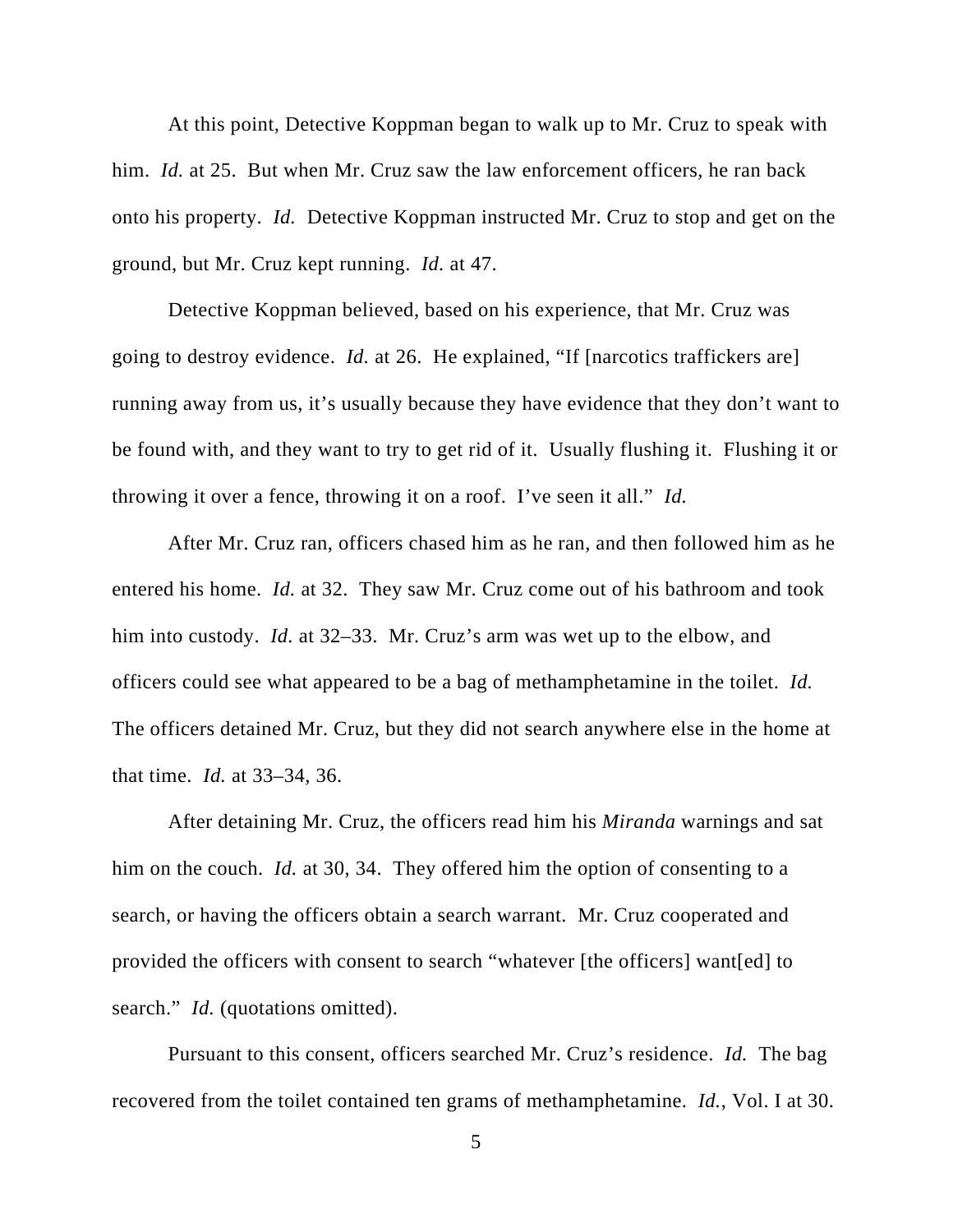At this point, Detective Koppman began to walk up to Mr. Cruz to speak with him. *Id.* at 25. But when Mr. Cruz saw the law enforcement officers, he ran back onto his property. *Id.* Detective Koppman instructed Mr. Cruz to stop and get on the ground, but Mr. Cruz kept running. *Id.* at 47.

Detective Koppman believed, based on his experience, that Mr. Cruz was going to destroy evidence. *Id.* at 26. He explained, "If [narcotics traffickers are] running away from us, it's usually because they have evidence that they don't want to be found with, and they want to try to get rid of it. Usually flushing it. Flushing it or throwing it over a fence, throwing it on a roof. I've seen it all." *Id.*

After Mr. Cruz ran, officers chased him as he ran, and then followed him as he entered his home. *Id.* at 32. They saw Mr. Cruz come out of his bathroom and took him into custody. *Id.* at 32–33. Mr. Cruz's arm was wet up to the elbow, and officers could see what appeared to be a bag of methamphetamine in the toilet. *Id.* The officers detained Mr. Cruz, but they did not search anywhere else in the home at that time. *Id.* at 33–34, 36.

After detaining Mr. Cruz, the officers read him his *Miranda* warnings and sat him on the couch. *Id.* at 30, 34. They offered him the option of consenting to a search, or having the officers obtain a search warrant. Mr. Cruz cooperated and provided the officers with consent to search "whatever [the officers] want[ed] to search." *Id.* (quotations omitted).

Pursuant to this consent, officers searched Mr. Cruz's residence. *Id.* The bag recovered from the toilet contained ten grams of methamphetamine. *Id.*, Vol. I at 30.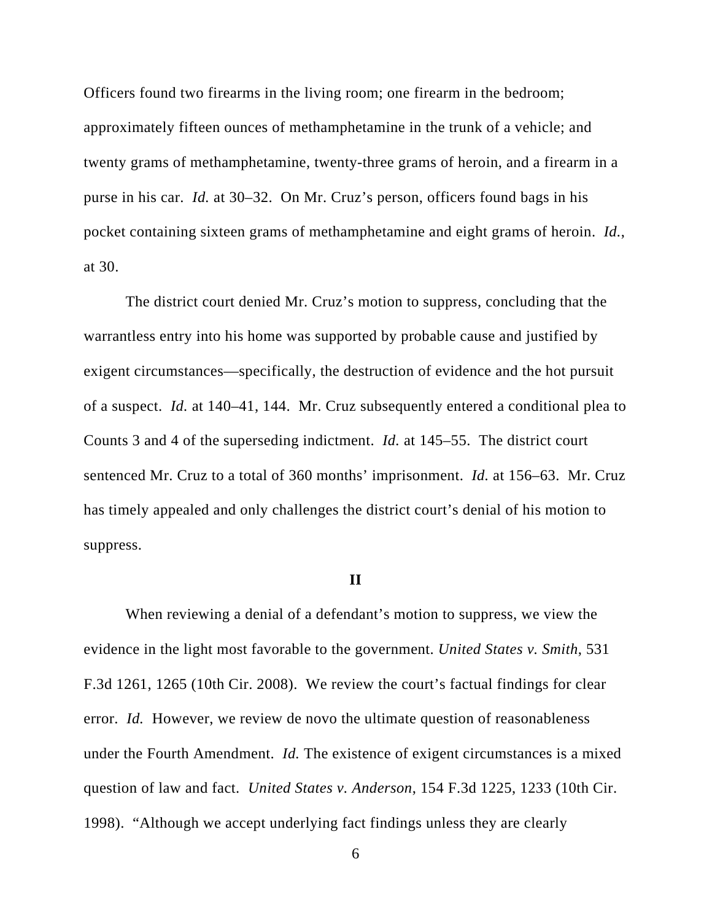Officers found two firearms in the living room; one firearm in the bedroom; approximately fifteen ounces of methamphetamine in the trunk of a vehicle; and twenty grams of methamphetamine, twenty-three grams of heroin, and a firearm in a purse in his car. *Id.* at 30–32. On Mr. Cruz's person, officers found bags in his pocket containing sixteen grams of methamphetamine and eight grams of heroin. *Id.*, at 30.

The district court denied Mr. Cruz's motion to suppress, concluding that the warrantless entry into his home was supported by probable cause and justified by exigent circumstances—specifically, the destruction of evidence and the hot pursuit of a suspect. *Id.* at 140–41, 144. Mr. Cruz subsequently entered a conditional plea to Counts 3 and 4 of the superseding indictment. *Id.* at 145–55. The district court sentenced Mr. Cruz to a total of 360 months' imprisonment. *Id.* at 156–63. Mr. Cruz has timely appealed and only challenges the district court's denial of his motion to suppress.

## II

When reviewing a denial of a defendant's motion to suppress, we view the evidence in the light most favorable to the government. *United States v. Smith*, 531 F.3d 1261, 1265 (10th Cir. 2008). We review the court's factual findings for clear error. *Id.* However, we review de novo the ultimate question of reasonableness under the Fourth Amendment. *Id.* The existence of exigent circumstances is a mixed question of law and fact. *United States v. Anderson*, 154 F.3d 1225, 1233 (10th Cir. 1998). "Although we accept underlying fact findings unless they are clearly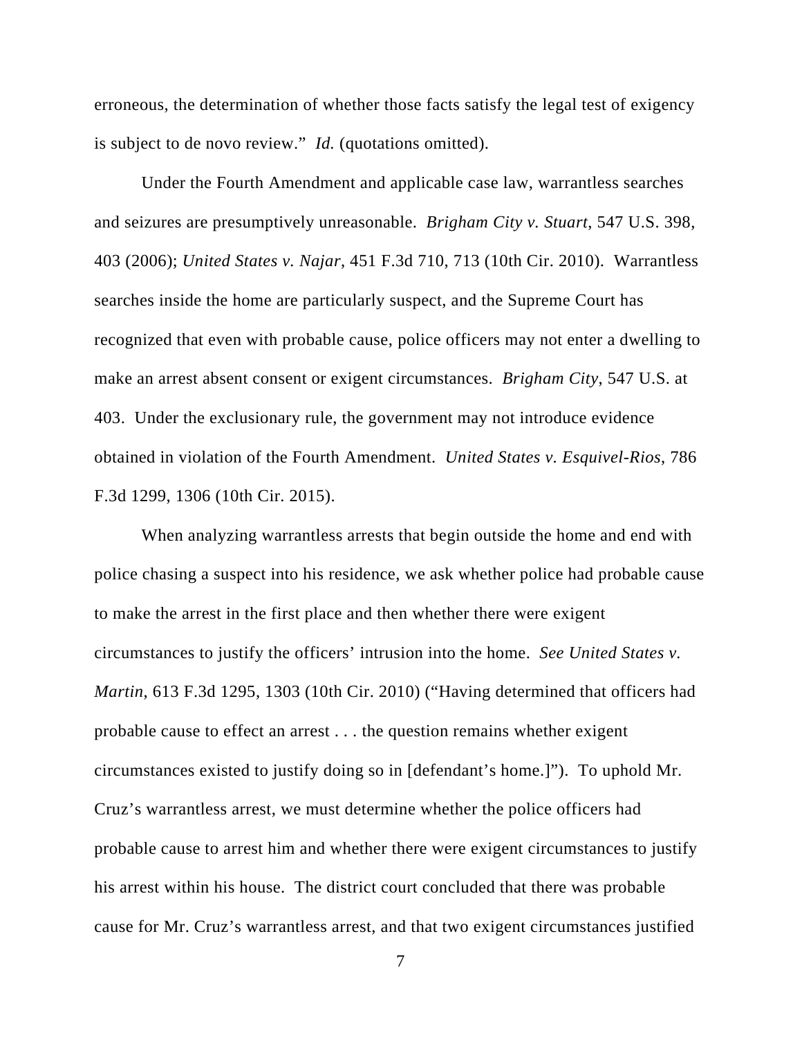erroneous, the determination of whether those facts satisfy the legal test of exigency is subject to de novo review." *Id.* (quotations omitted).

Under the Fourth Amendment and applicable case law, warrantless searches and seizures are presumptively unreasonable. *Brigham City v. Stuart*, 547 U.S. 398, 403 (2006); *United States v. Najar*, 451 F.3d 710, 713 (10th Cir. 2010). Warrantless searches inside the home are particularly suspect, and the Supreme Court has recognized that even with probable cause, police officers may not enter a dwelling to make an arrest absent consent or exigent circumstances. *Brigham City*, 547 U.S. at 403. Under the exclusionary rule, the government may not introduce evidence obtained in violation of the Fourth Amendment. *United States v. Esquivel-Rios*, 786 F.3d 1299, 1306 (10th Cir. 2015).

When analyzing warrantless arrests that begin outside the home and end with police chasing a suspect into his residence, we ask whether police had probable cause to make the arrest in the first place and then whether there were exigent circumstances to justify the officers' intrusion into the home. *See United States v. Martin*, 613 F.3d 1295, 1303 (10th Cir. 2010) ("Having determined that officers had probable cause to effect an arrest . . . the question remains whether exigent circumstances existed to justify doing so in [defendant's home.]"). To uphold Mr. Cruz's warrantless arrest, we must determine whether the police officers had probable cause to arrest him and whether there were exigent circumstances to justify his arrest within his house. The district court concluded that there was probable cause for Mr. Cruz's warrantless arrest, and that two exigent circumstances justified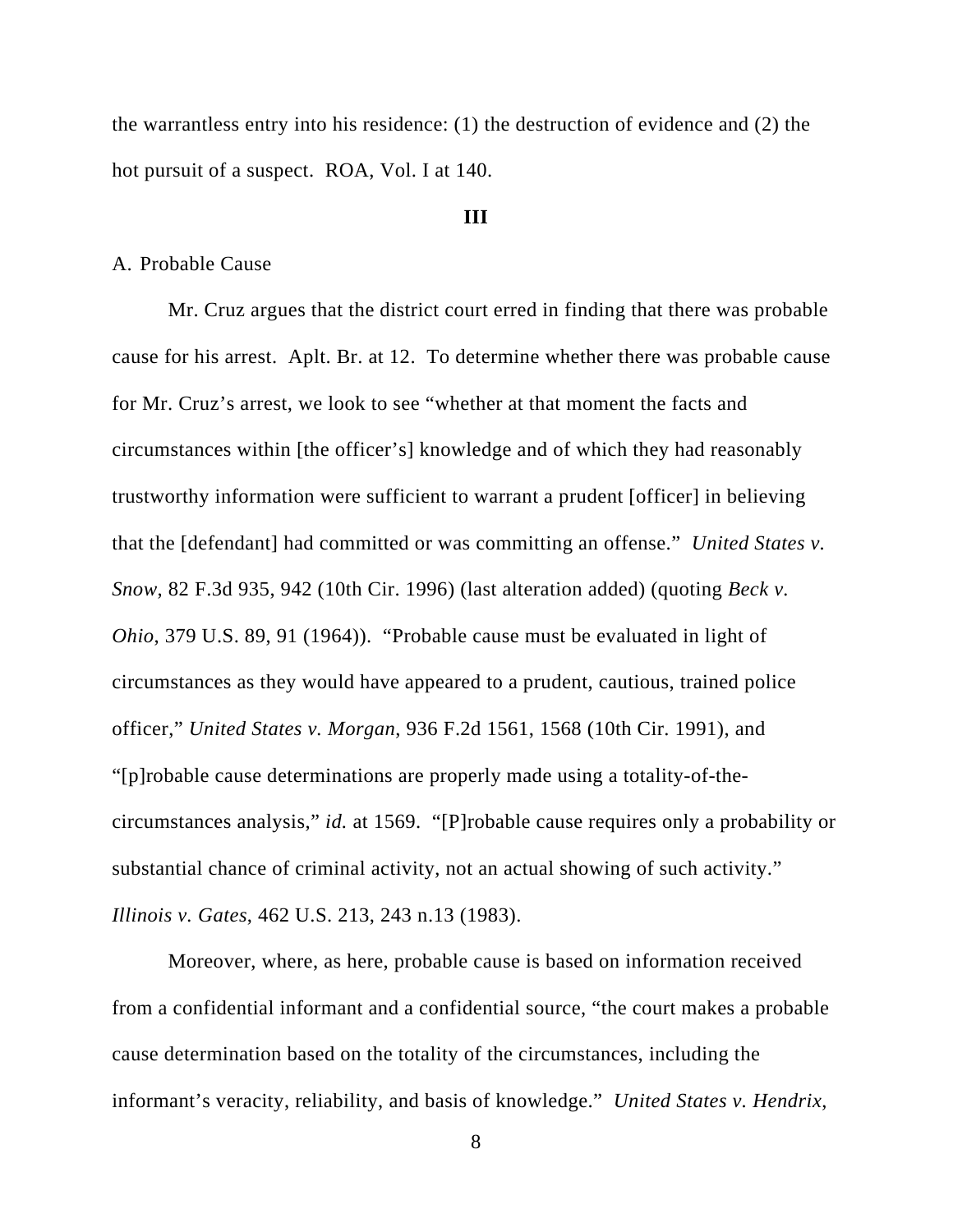the warrantless entry into his residence: (1) the destruction of evidence and (2) the hot pursuit of a suspect. ROA, Vol. I at 140.

### III

A. Probable Cause

Mr. Cruz argues that the district court erred in finding that there was probable cause for his arrest. Aplt. Br. at 12. To determine whether there was probable cause for Mr. Cruz's arrest, we look to see "whether at that moment the facts and circumstances within [the officer's] knowledge and of which they had reasonably trustworthy information were sufficient to warrant a prudent [officer] in believing that the [defendant] had committed or was committing an offense." *United States v. Snow*, 82 F.3d 935, 942 (10th Cir. 1996) (last alteration added) (quoting *Beck v. Ohio*, 379 U.S. 89, 91 (1964)). "Probable cause must be evaluated in light of circumstances as they would have appeared to a prudent, cautious, trained police officer," *United States v. Morgan*, 936 F.2d 1561, 1568 (10th Cir. 1991), and "[p]robable cause determinations are properly made using a totality-of-the-circumstances analysis," *id.* at 1569. "[P]robable cause requires only a probability or substantial chance of criminal activity, not an actual showing of such activity." *Illinois v. Gates*, 462 U.S. 213, 243 n.13 (1983).

Moreover, where, as here, probable cause is based on information received from a confidential informant and a confidential source, "the court makes a probable cause determination based on the totality of the circumstances, including the informant's veracity, reliability, and basis of knowledge." *United States v. Hendrix*,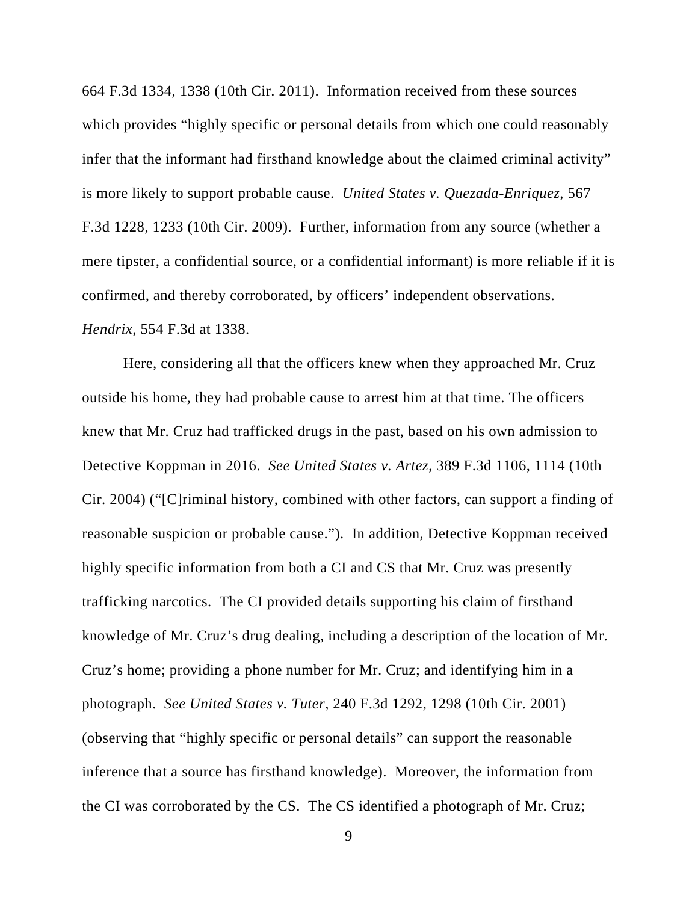664 F.3d 1334, 1338 (10th Cir. 2011). Information received from these sources which provides "highly specific or personal details from which one could reasonably infer that the informant had firsthand knowledge about the claimed criminal activity" is more likely to support probable cause. *United States v. Quezada-Enriquez*, 567 F.3d 1228, 1233 (10th Cir. 2009). Further, information from any source (whether a mere tipster, a confidential source, or a confidential informant) is more reliable if it is confirmed, and thereby corroborated, by officers' independent observations. *Hendrix*, 554 F.3d at 1338.

Here, considering all that the officers knew when they approached Mr. Cruz outside his home, they had probable cause to arrest him at that time. The officers knew that Mr. Cruz had trafficked drugs in the past, based on his own admission to Detective Koppman in 2016. *See United States v. Artez*, 389 F.3d 1106, 1114 (10th Cir. 2004) ("[C]riminal history, combined with other factors, can support a finding of reasonable suspicion or probable cause."). In addition, Detective Koppman received highly specific information from both a CI and CS that Mr. Cruz was presently trafficking narcotics. The CI provided details supporting his claim of firsthand knowledge of Mr. Cruz's drug dealing, including a description of the location of Mr. Cruz's home; providing a phone number for Mr. Cruz; and identifying him in a photograph. *See United States v. Tuter*, 240 F.3d 1292, 1298 (10th Cir. 2001) (observing that "highly specific or personal details" can support the reasonable inference that a source has firsthand knowledge). Moreover, the information from the CI was corroborated by the CS. The CS identified a photograph of Mr. Cruz;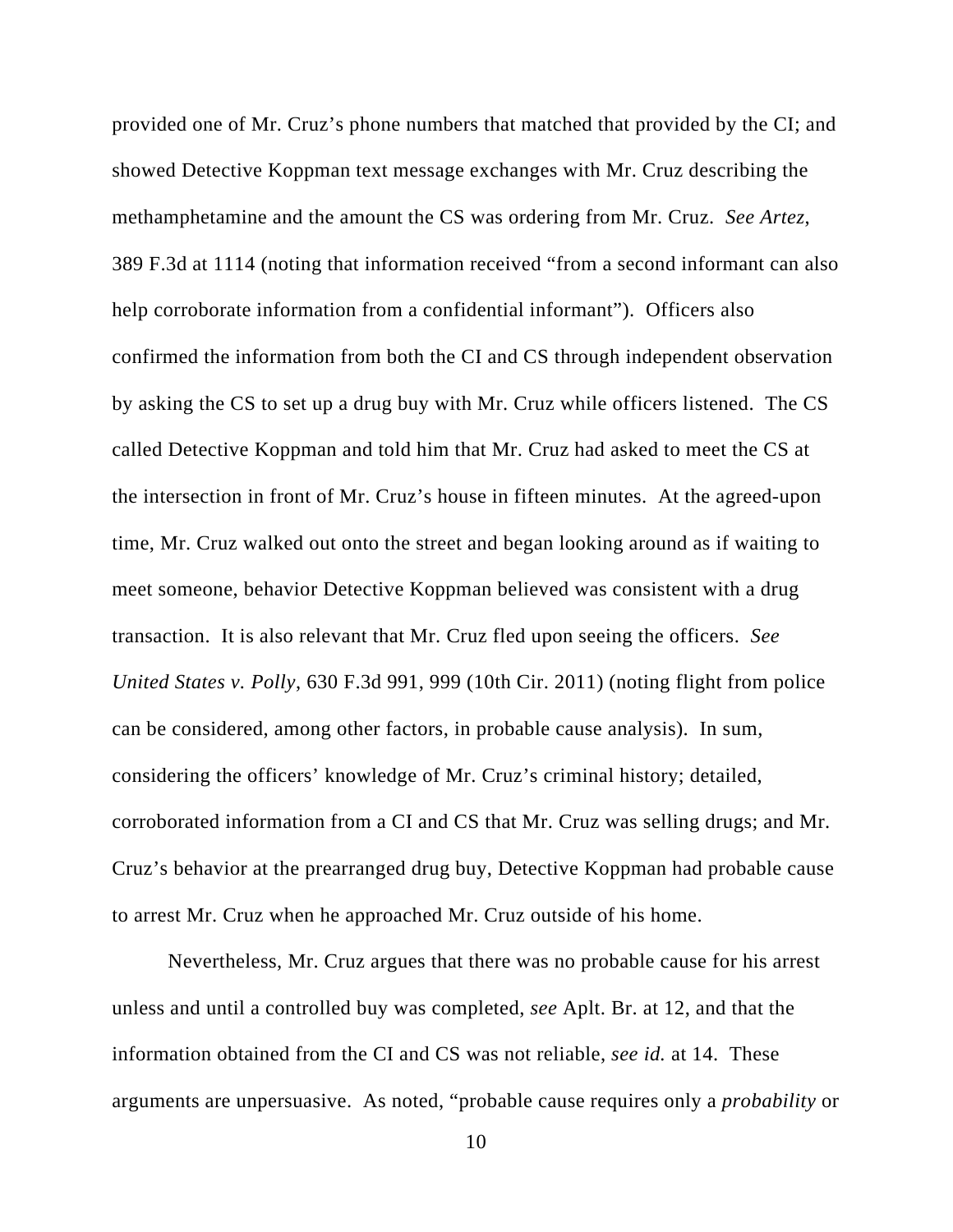provided one of Mr. Cruz's phone numbers that matched that provided by the CI; and showed Detective Koppman text message exchanges with Mr. Cruz describing the methamphetamine and the amount the CS was ordering from Mr. Cruz. *See Artez*, 389 F.3d at 1114 (noting that information received "from a second informant can also help corroborate information from a confidential informant"). Officers also confirmed the information from both the CI and CS through independent observation by asking the CS to set up a drug buy with Mr. Cruz while officers listened. The CS called Detective Koppman and told him that Mr. Cruz had asked to meet the CS at the intersection in front of Mr. Cruz's house in fifteen minutes. At the agreed-upon time, Mr. Cruz walked out onto the street and began looking around as if waiting to meet someone, behavior Detective Koppman believed was consistent with a drug transaction. It is also relevant that Mr. Cruz fled upon seeing the officers. *See United States v. Polly*, 630 F.3d 991, 999 (10th Cir. 2011) (noting flight from police can be considered, among other factors, in probable cause analysis). In sum, considering the officers' knowledge of Mr. Cruz's criminal history; detailed, corroborated information from a CI and CS that Mr. Cruz was selling drugs; and Mr. Cruz's behavior at the prearranged drug buy, Detective Koppman had probable cause to arrest Mr. Cruz when he approached Mr. Cruz outside of his home.

Nevertheless, Mr. Cruz argues that there was no probable cause for his arrest unless and until a controlled buy was completed, *see* Aplt. Br. at 12, and that the information obtained from the CI and CS was not reliable, *see id.* at 14. These arguments are unpersuasive. As noted, "probable cause requires only a *probability* or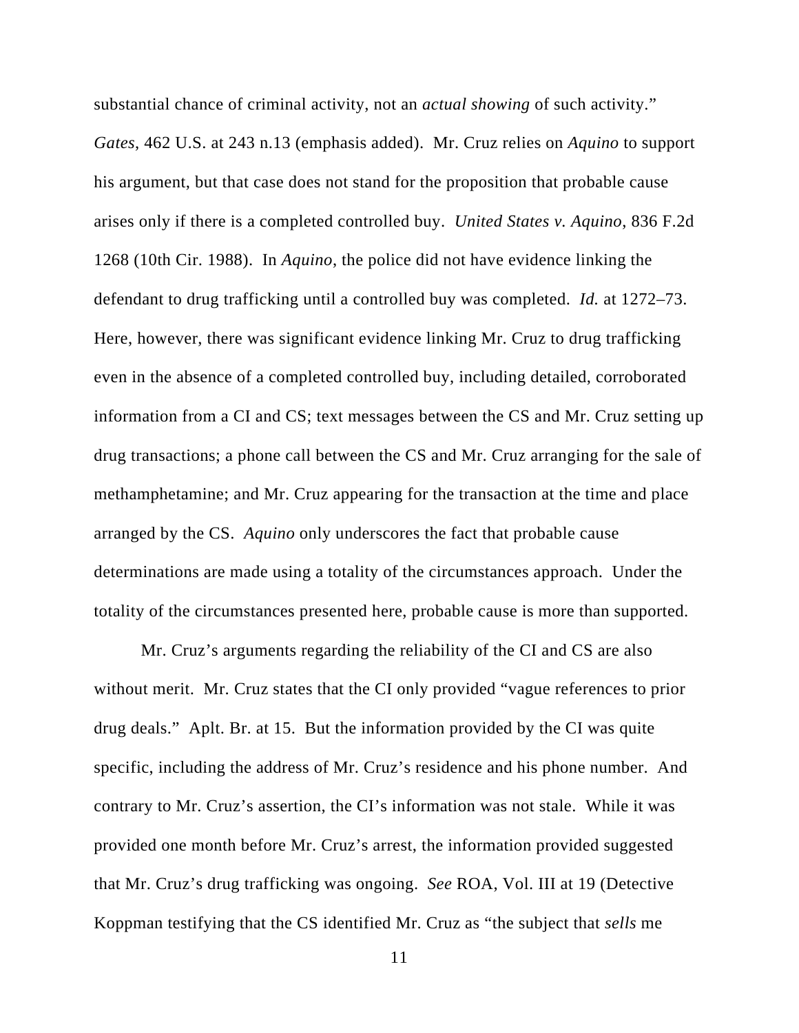substantial chance of criminal activity, not an *actual showing* of such activity." *Gates*, 462 U.S. at 243 n.13 (emphasis added). Mr. Cruz relies on *Aquino* to support his argument, but that case does not stand for the proposition that probable cause arises only if there is a completed controlled buy. *United States v. Aquino*, 836 F.2d 1268 (10th Cir. 1988). In *Aquino*, the police did not have evidence linking the defendant to drug trafficking until a controlled buy was completed. *Id.* at 1272–73. Here, however, there was significant evidence linking Mr. Cruz to drug trafficking even in the absence of a completed controlled buy, including detailed, corroborated information from a CI and CS; text messages between the CS and Mr. Cruz setting up drug transactions; a phone call between the CS and Mr. Cruz arranging for the sale of methamphetamine; and Mr. Cruz appearing for the transaction at the time and place arranged by the CS. *Aquino* only underscores the fact that probable cause determinations are made using a totality of the circumstances approach. Under the totality of the circumstances presented here, probable cause is more than supported.

Mr. Cruz's arguments regarding the reliability of the CI and CS are also without merit. Mr. Cruz states that the CI only provided "vague references to prior drug deals." Aplt. Br. at 15. But the information provided by the CI was quite specific, including the address of Mr. Cruz's residence and his phone number. And contrary to Mr. Cruz's assertion, the CI's information was not stale. While it was provided one month before Mr. Cruz's arrest, the information provided suggested that Mr. Cruz's drug trafficking was ongoing. *See* ROA, Vol. III at 19 (Detective Koppman testifying that the CS identified Mr. Cruz as "the subject that *sells* me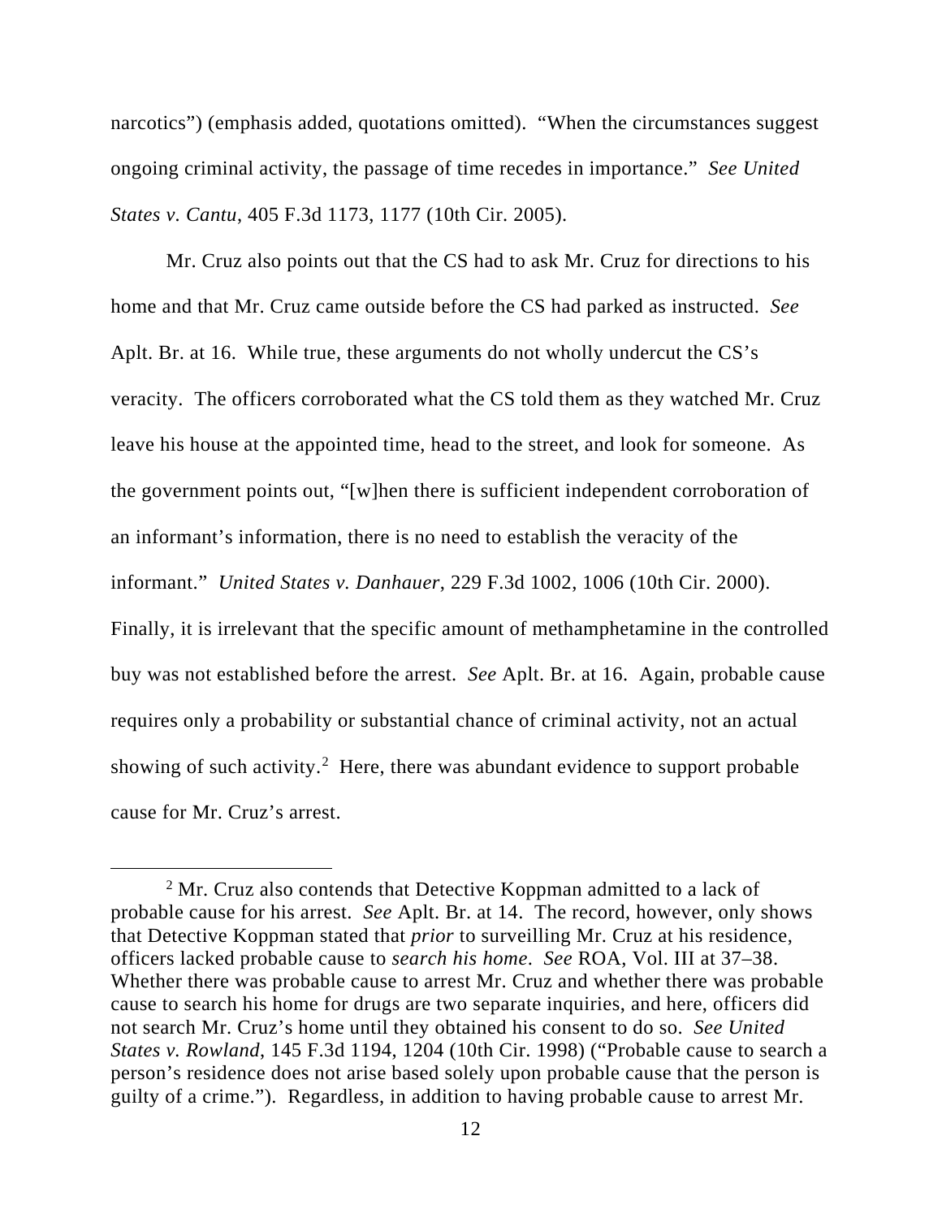narcotics") (emphasis added, quotations omitted). "When the circumstances suggest ongoing criminal activity, the passage of time recedes in importance." *See United States v. Cantu*, 405 F.3d 1173, 1177 (10th Cir. 2005).

Mr. Cruz also points out that the CS had to ask Mr. Cruz for directions to his home and that Mr. Cruz came outside before the CS had parked as instructed. *See* Aplt. Br. at 16. While true, these arguments do not wholly undercut the CS's veracity. The officers corroborated what the CS told them as they watched Mr. Cruz leave his house at the appointed time, head to the street, and look for someone. As the government points out, "[w]hen there is sufficient independent corroboration of an informant's information, there is no need to establish the veracity of the informant." *United States v. Danhauer*, 229 F.3d 1002, 1006 (10th Cir. 2000). Finally, it is irrelevant that the specific amount of methamphetamine in the controlled buy was not established before the arrest. *See* Aplt. Br. at 16. Again, probable cause requires only a probability or substantial chance of criminal activity, not an actual showing of such activity.[2] Here, there was abundant evidence to support probable cause for Mr. Cruz's arrest.

[2] Mr. Cruz also contends that Detective Koppman admitted to a lack of probable cause for his arrest. *See* Aplt. Br. at 14. The record, however, only shows that Detective Koppman stated that *prior* to surveilling Mr. Cruz at his residence, officers lacked probable cause to *search his home*. *See* ROA, Vol. III at 37–38. Whether there was probable cause to arrest Mr. Cruz and whether there was probable cause to search his home for drugs are two separate inquiries, and here, officers did not search Mr. Cruz's home until they obtained his consent to do so. *See United States v. Rowland*, 145 F.3d 1194, 1204 (10th Cir. 1998) ("Probable cause to search a person's residence does not arise based solely upon probable cause that the person is guilty of a crime."). Regardless, in addition to having probable cause to arrest Mr.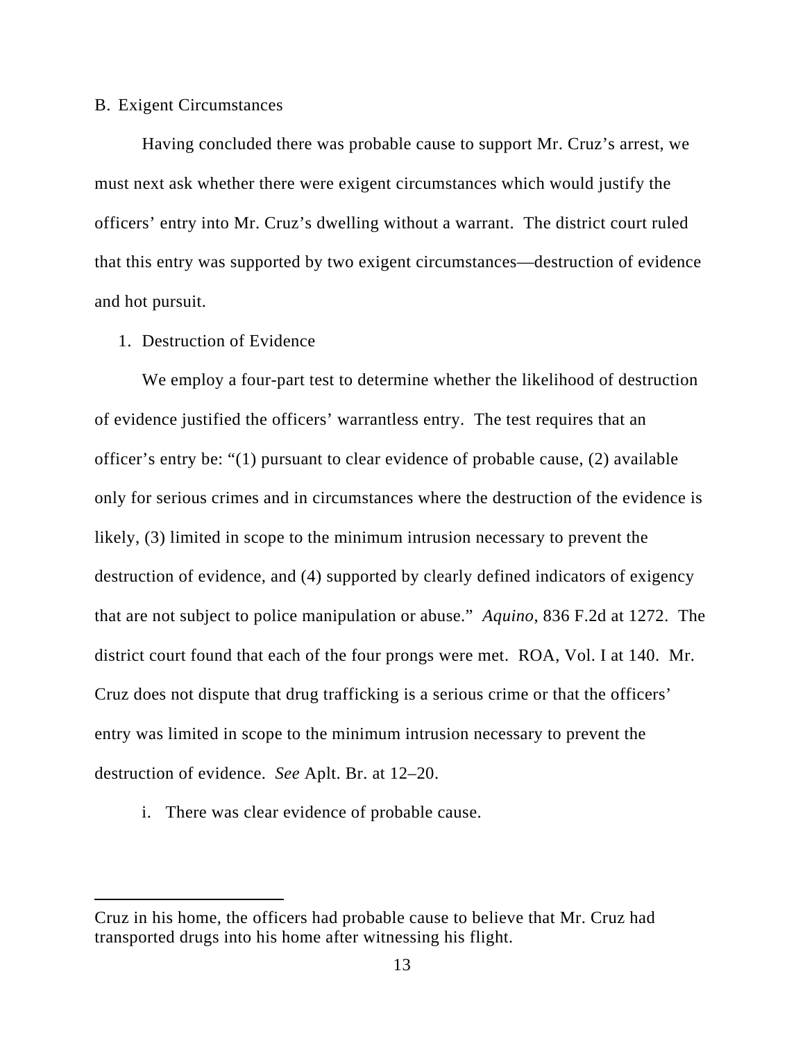B. Exigent Circumstances

Having concluded there was probable cause to support Mr. Cruz's arrest, we must next ask whether there were exigent circumstances which would justify the officers' entry into Mr. Cruz's dwelling without a warrant. The district court ruled that this entry was supported by two exigent circumstances—destruction of evidence and hot pursuit.

1. Destruction of Evidence

We employ a four-part test to determine whether the likelihood of destruction of evidence justified the officers' warrantless entry. The test requires that an officer's entry be: "(1) pursuant to clear evidence of probable cause, (2) available only for serious crimes and in circumstances where the destruction of the evidence is likely, (3) limited in scope to the minimum intrusion necessary to prevent the destruction of evidence, and (4) supported by clearly defined indicators of exigency that are not subject to police manipulation or abuse." *Aquino*, 836 F.2d at 1272. The district court found that each of the four prongs were met. ROA, Vol. I at 140. Mr. Cruz does not dispute that drug trafficking is a serious crime or that the officers' entry was limited in scope to the minimum intrusion necessary to prevent the destruction of evidence. *See* Aplt. Br. at 12–20.

i. There was clear evidence of probable cause.

---

Cruz in his home, the officers had probable cause to believe that Mr. Cruz had transported drugs into his home after witnessing his flight.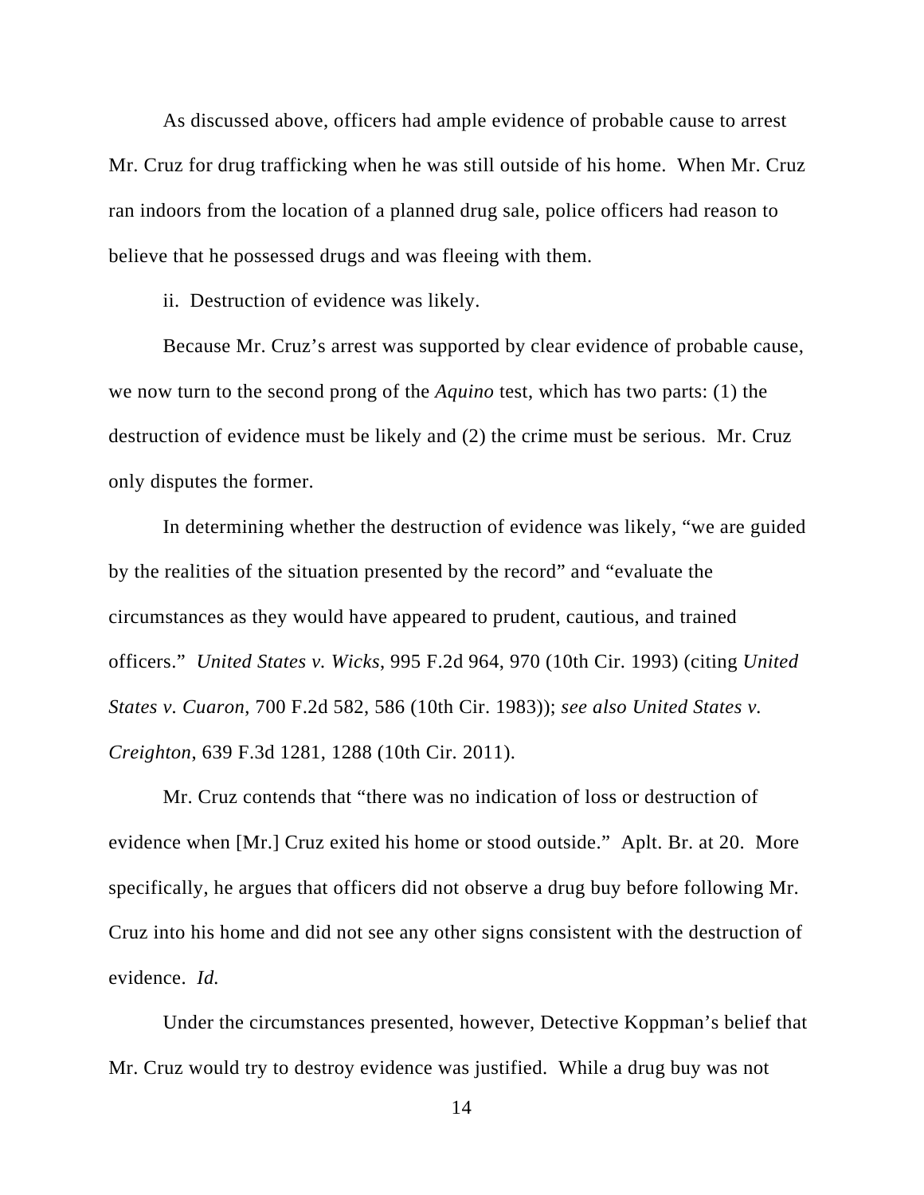As discussed above, officers had ample evidence of probable cause to arrest Mr. Cruz for drug trafficking when he was still outside of his home. When Mr. Cruz ran indoors from the location of a planned drug sale, police officers had reason to believe that he possessed drugs and was fleeing with them.

ii. Destruction of evidence was likely.

Because Mr. Cruz's arrest was supported by clear evidence of probable cause, we now turn to the second prong of the *Aquino* test, which has two parts: (1) the destruction of evidence must be likely and (2) the crime must be serious. Mr. Cruz only disputes the former.

In determining whether the destruction of evidence was likely, "we are guided by the realities of the situation presented by the record" and "evaluate the circumstances as they would have appeared to prudent, cautious, and trained officers." *United States v. Wicks*, 995 F.2d 964, 970 (10th Cir. 1993) (citing *United States v. Cuaron*, 700 F.2d 582, 586 (10th Cir. 1983)); *see also United States v. Creighton*, 639 F.3d 1281, 1288 (10th Cir. 2011).

Mr. Cruz contends that "there was no indication of loss or destruction of evidence when [Mr.] Cruz exited his home or stood outside." Aplt. Br. at 20. More specifically, he argues that officers did not observe a drug buy before following Mr. Cruz into his home and did not see any other signs consistent with the destruction of evidence. *Id.*

Under the circumstances presented, however, Detective Koppman's belief that Mr. Cruz would try to destroy evidence was justified. While a drug buy was not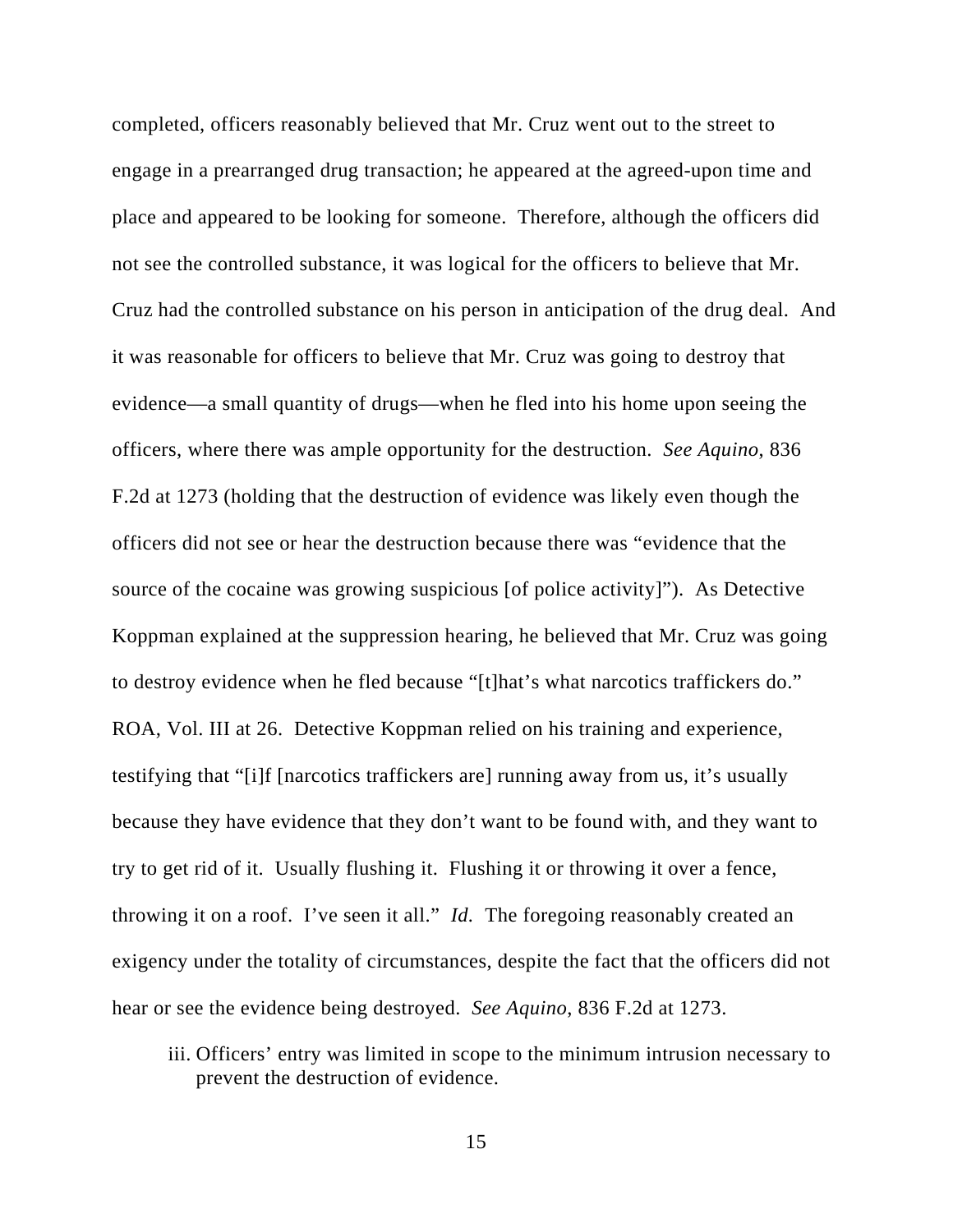completed, officers reasonably believed that Mr. Cruz went out to the street to engage in a prearranged drug transaction; he appeared at the agreed-upon time and place and appeared to be looking for someone. Therefore, although the officers did not see the controlled substance, it was logical for the officers to believe that Mr. Cruz had the controlled substance on his person in anticipation of the drug deal. And it was reasonable for officers to believe that Mr. Cruz was going to destroy that evidence—a small quantity of drugs—when he fled into his home upon seeing the officers, where there was ample opportunity for the destruction. *See Aquino*, 836 F.2d at 1273 (holding that the destruction of evidence was likely even though the officers did not see or hear the destruction because there was "evidence that the source of the cocaine was growing suspicious [of police activity]"). As Detective Koppman explained at the suppression hearing, he believed that Mr. Cruz was going to destroy evidence when he fled because "[t]hat's what narcotics traffickers do." ROA, Vol. III at 26. Detective Koppman relied on his training and experience, testifying that "[i]f [narcotics traffickers are] running away from us, it's usually because they have evidence that they don't want to be found with, and they want to try to get rid of it. Usually flushing it. Flushing it or throwing it over a fence, throwing it on a roof. I've seen it all." *Id.* The foregoing reasonably created an exigency under the totality of circumstances, despite the fact that the officers did not hear or see the evidence being destroyed. *See Aquino*, 836 F.2d at 1273.

iii. Officers' entry was limited in scope to the minimum intrusion necessary to prevent the destruction of evidence.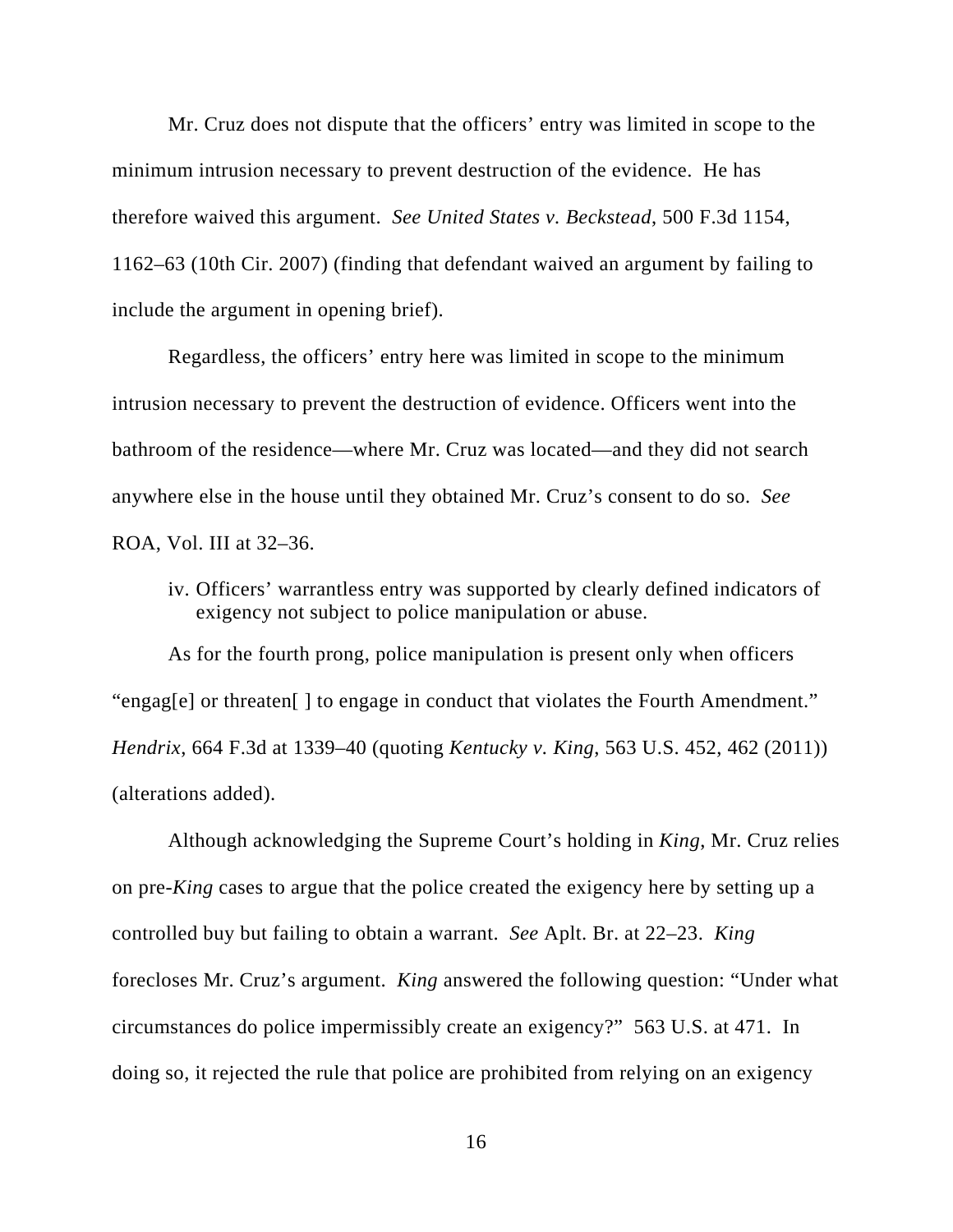Mr. Cruz does not dispute that the officers' entry was limited in scope to the minimum intrusion necessary to prevent destruction of the evidence. He has therefore waived this argument. *See United States v. Beckstead*, 500 F.3d 1154, 1162–63 (10th Cir. 2007) (finding that defendant waived an argument by failing to include the argument in opening brief).

Regardless, the officers' entry here was limited in scope to the minimum intrusion necessary to prevent the destruction of evidence. Officers went into the bathroom of the residence—where Mr. Cruz was located—and they did not search anywhere else in the house until they obtained Mr. Cruz's consent to do so. *See* ROA, Vol. III at 32–36.

iv. Officers' warrantless entry was supported by clearly defined indicators of exigency not subject to police manipulation or abuse.

As for the fourth prong, police manipulation is present only when officers "engag[e] or threaten[ ] to engage in conduct that violates the Fourth Amendment." *Hendrix*, 664 F.3d at 1339–40 (quoting *Kentucky v. King*, 563 U.S. 452, 462 (2011)) (alterations added).

Although acknowledging the Supreme Court's holding in *King*, Mr. Cruz relies on pre-*King* cases to argue that the police created the exigency here by setting up a controlled buy but failing to obtain a warrant. *See* Aplt. Br. at 22–23. *King* forecloses Mr. Cruz's argument. *King* answered the following question: "Under what circumstances do police impermissibly create an exigency?" 563 U.S. at 471. In doing so, it rejected the rule that police are prohibited from relying on an exigency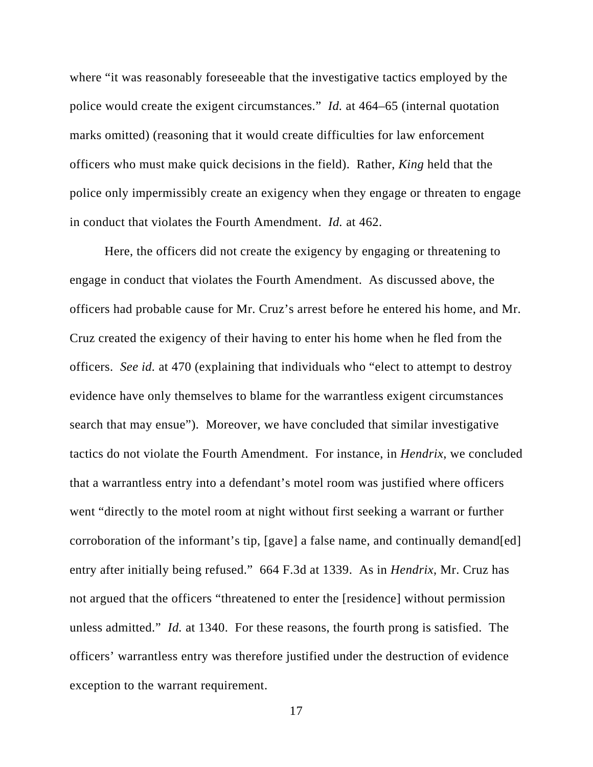where "it was reasonably foreseeable that the investigative tactics employed by the police would create the exigent circumstances." *Id.* at 464–65 (internal quotation marks omitted) (reasoning that it would create difficulties for law enforcement officers who must make quick decisions in the field). Rather, *King* held that the police only impermissibly create an exigency when they engage or threaten to engage in conduct that violates the Fourth Amendment. *Id.* at 462.

Here, the officers did not create the exigency by engaging or threatening to engage in conduct that violates the Fourth Amendment. As discussed above, the officers had probable cause for Mr. Cruz's arrest before he entered his home, and Mr. Cruz created the exigency of their having to enter his home when he fled from the officers. *See id.* at 470 (explaining that individuals who "elect to attempt to destroy evidence have only themselves to blame for the warrantless exigent circumstances search that may ensue"). Moreover, we have concluded that similar investigative tactics do not violate the Fourth Amendment. For instance, in *Hendrix*, we concluded that a warrantless entry into a defendant's motel room was justified where officers went "directly to the motel room at night without first seeking a warrant or further corroboration of the informant's tip, [gave] a false name, and continually demand[ed] entry after initially being refused." 664 F.3d at 1339. As in *Hendrix*, Mr. Cruz has not argued that the officers "threatened to enter the [residence] without permission unless admitted." *Id.* at 1340. For these reasons, the fourth prong is satisfied. The officers' warrantless entry was therefore justified under the destruction of evidence exception to the warrant requirement.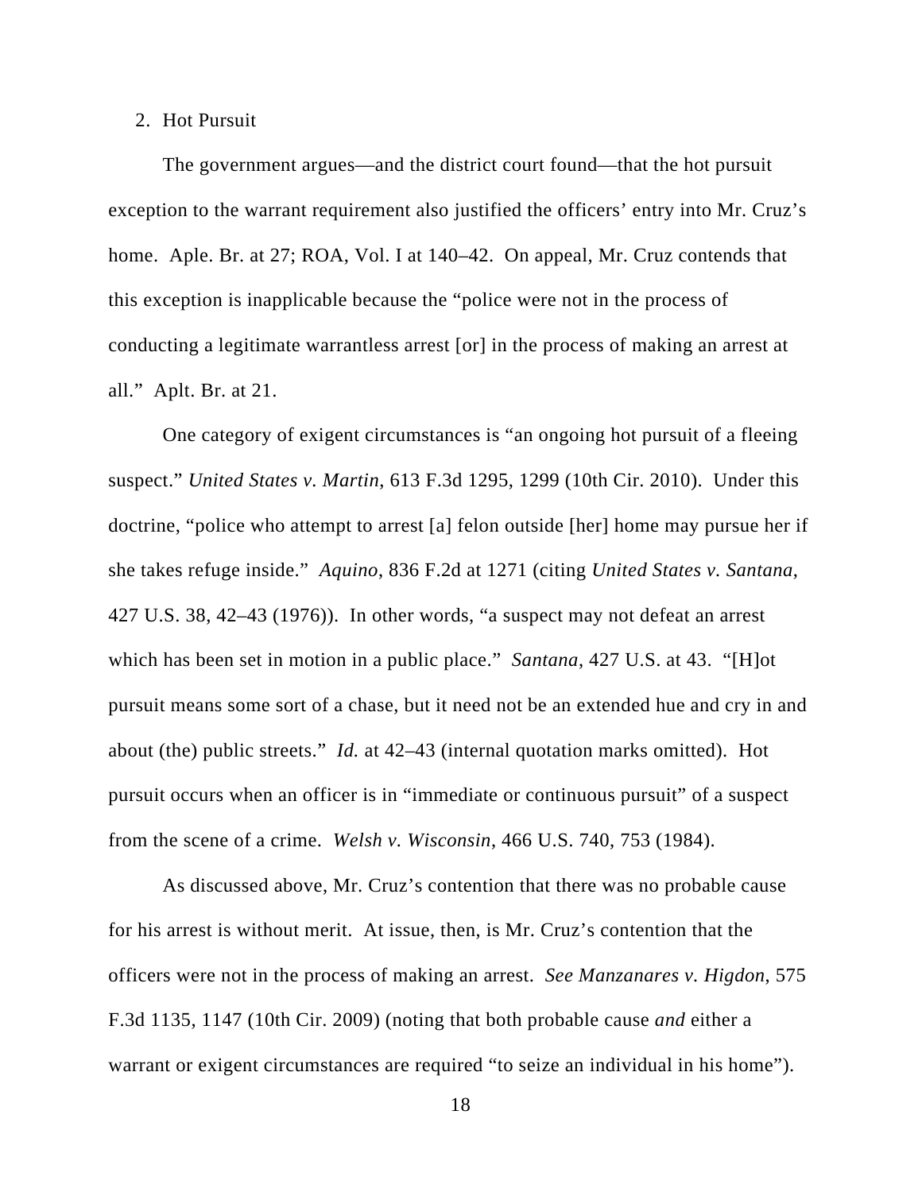2. Hot Pursuit

The government argues—and the district court found—that the hot pursuit exception to the warrant requirement also justified the officers' entry into Mr. Cruz's home. Aple. Br. at 27; ROA, Vol. I at 140–42. On appeal, Mr. Cruz contends that this exception is inapplicable because the "police were not in the process of conducting a legitimate warrantless arrest [or] in the process of making an arrest at all." Aplt. Br. at 21.

One category of exigent circumstances is "an ongoing hot pursuit of a fleeing suspect." *United States v. Martin*, 613 F.3d 1295, 1299 (10th Cir. 2010). Under this doctrine, "police who attempt to arrest [a] felon outside [her] home may pursue her if she takes refuge inside." *Aquino*, 836 F.2d at 1271 (citing *United States v. Santana*, 427 U.S. 38, 42–43 (1976)). In other words, "a suspect may not defeat an arrest which has been set in motion in a public place." *Santana*, 427 U.S. at 43. "[H]ot pursuit means some sort of a chase, but it need not be an extended hue and cry in and about (the) public streets." *Id.* at 42–43 (internal quotation marks omitted). Hot pursuit occurs when an officer is in "immediate or continuous pursuit" of a suspect from the scene of a crime. *Welsh v. Wisconsin*, 466 U.S. 740, 753 (1984).

As discussed above, Mr. Cruz's contention that there was no probable cause for his arrest is without merit. At issue, then, is Mr. Cruz's contention that the officers were not in the process of making an arrest. *See Manzanares v. Higdon*, 575 F.3d 1135, 1147 (10th Cir. 2009) (noting that both probable cause *and* either a warrant or exigent circumstances are required "to seize an individual in his home").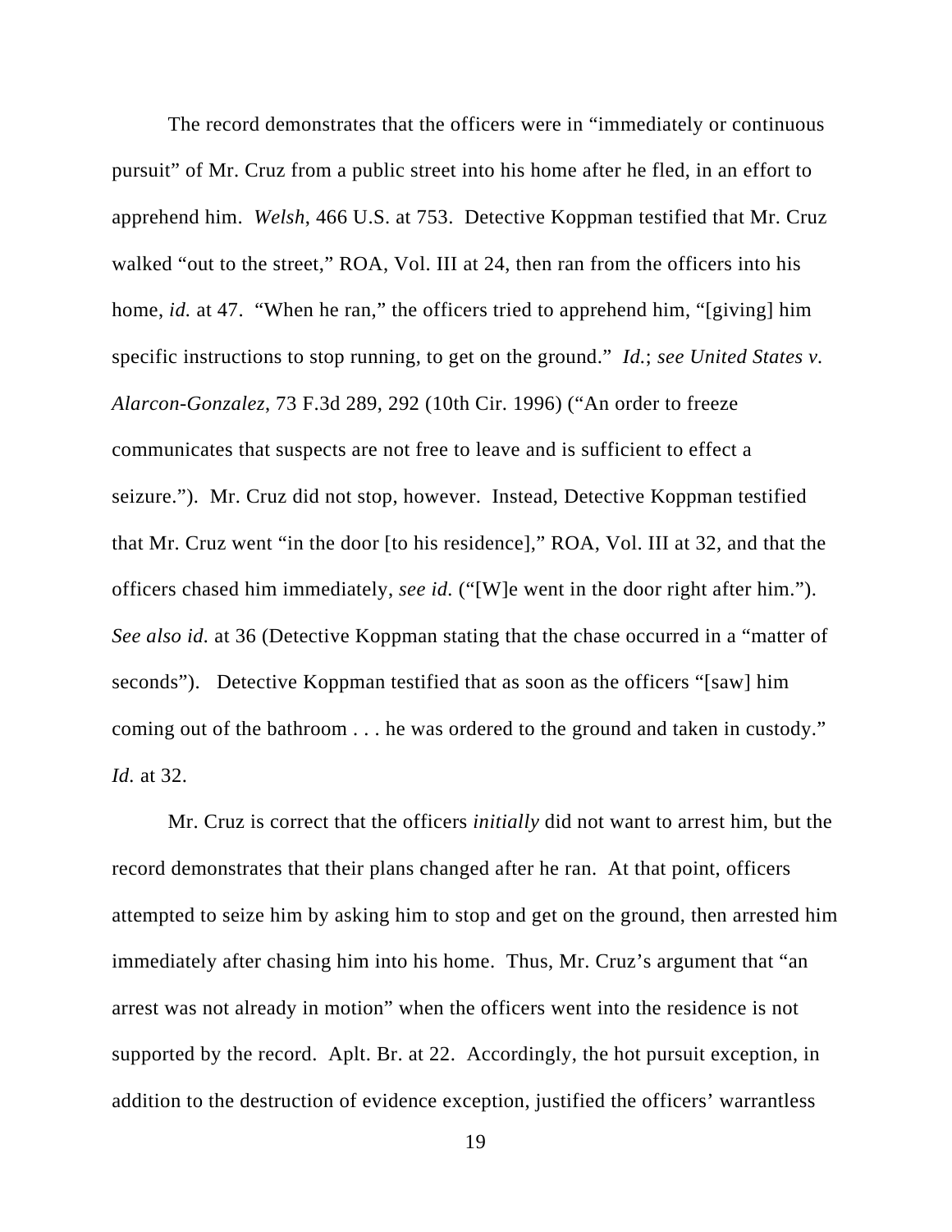The record demonstrates that the officers were in "immediately or continuous pursuit" of Mr. Cruz from a public street into his home after he fled, in an effort to apprehend him. *Welsh*, 466 U.S. at 753. Detective Koppman testified that Mr. Cruz walked "out to the street," ROA, Vol. III at 24, then ran from the officers into his home, *id.* at 47. "When he ran," the officers tried to apprehend him, "[giving] him specific instructions to stop running, to get on the ground." *Id.*; *see United States v. Alarcon-Gonzalez*, 73 F.3d 289, 292 (10th Cir. 1996) ("An order to freeze communicates that suspects are not free to leave and is sufficient to effect a seizure."). Mr. Cruz did not stop, however. Instead, Detective Koppman testified that Mr. Cruz went "in the door [to his residence]," ROA, Vol. III at 32, and that the officers chased him immediately, *see id.* ("[W]e went in the door right after him."). *See also id.* at 36 (Detective Koppman stating that the chase occurred in a "matter of seconds"). Detective Koppman testified that as soon as the officers "[saw] him coming out of the bathroom . . . he was ordered to the ground and taken in custody." *Id.* at 32.

Mr. Cruz is correct that the officers *initially* did not want to arrest him, but the record demonstrates that their plans changed after he ran. At that point, officers attempted to seize him by asking him to stop and get on the ground, then arrested him immediately after chasing him into his home. Thus, Mr. Cruz's argument that "an arrest was not already in motion" when the officers went into the residence is not supported by the record. Aplt. Br. at 22. Accordingly, the hot pursuit exception, in addition to the destruction of evidence exception, justified the officers' warrantless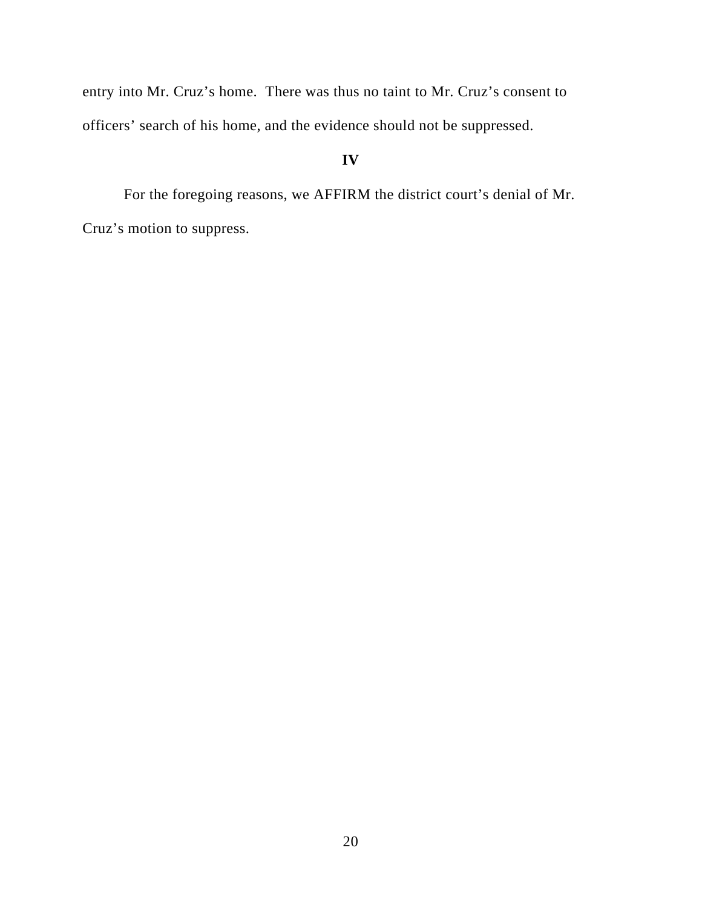entry into Mr. Cruz's home. There was thus no taint to Mr. Cruz's consent to officers' search of his home, and the evidence should not be suppressed.

**IV**

For the foregoing reasons, we AFFIRM the district court's denial of Mr. Cruz's motion to suppress.